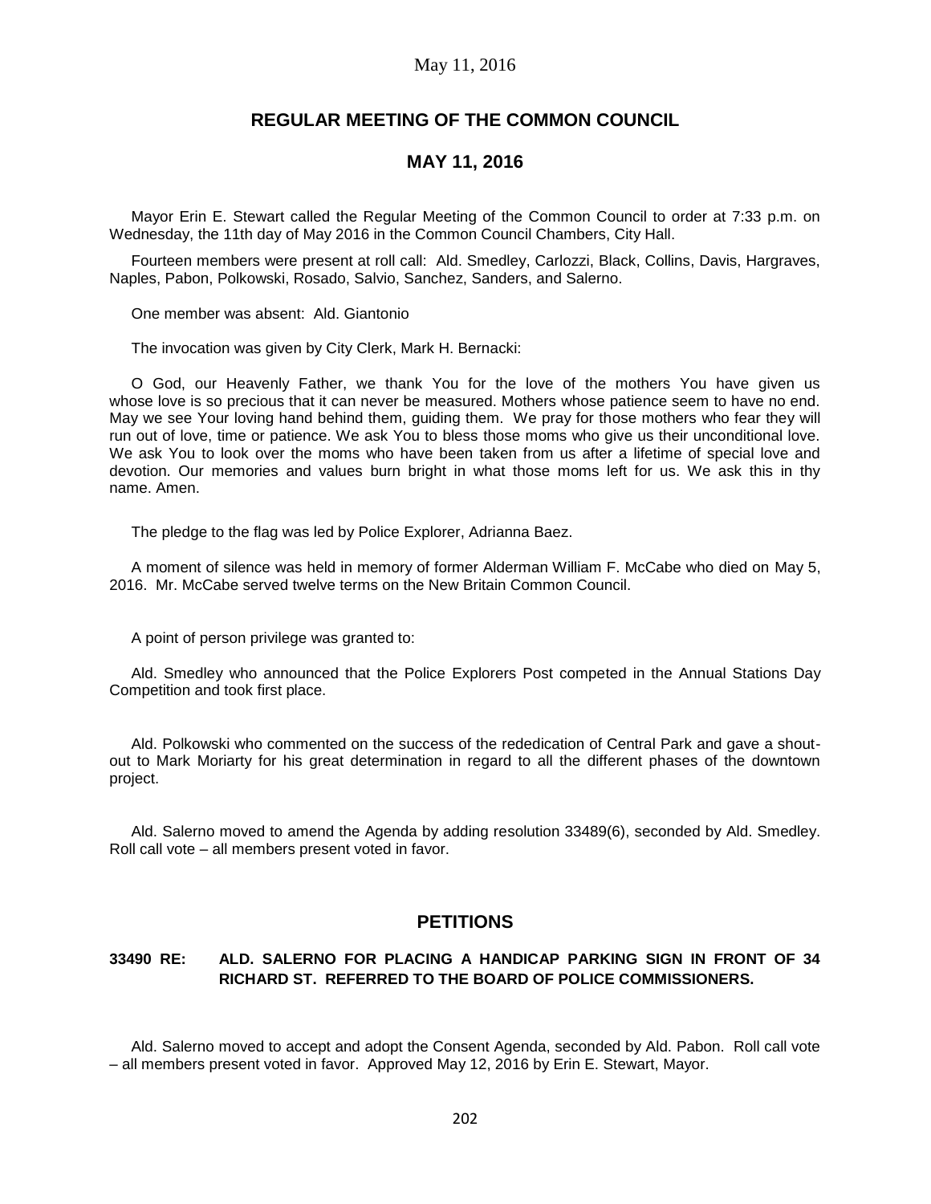# REGULAR MEETING OF THE COMMON COUNCIL

## MAY 11, 2016

Mayor Erin E. Stewart called the Regular Meeting of the Common Council to order at 7:33 p.m. on Wednesday, the 11th day of May 2016 in the Common Council Chambers, City Hall.

Fourteen members were present at roll call: Ald. Smedley, Carlozzi, Black, Collins, Davis, Hargraves, Naples, Pabon, Polkowski, Rosado, Salvio, Sanchez, Sanders, and Salerno.

One member was absent: Ald. Giantonio

The invocation was given by City Clerk, Mark H. Bernacki:

O God, our Heavenly Father, we thank You for the love of the mothers You have given us whose love is so precious that it can never be measured. Mothers whose patience seem to have no end. May we see Your loving hand behind them, guiding them. We pray for those mothers who fear they will run out of love, time or patience. We ask You to bless those moms who give us their unconditional love. We ask You to look over the moms who have been taken from us after a lifetime of special love and devotion. Our memories and values burn bright in what those moms left for us. We ask this in thy name. Amen.

The pledge to the flag was led by Police Explorer, Adrianna Baez.

A moment of silence was held in memory of former Alderman William F. McCabe who died on May 5, 2016. Mr. McCabe served twelve terms on the New Britain Common Council.

A point of person privilege was granted to:

Ald. Smedley who announced that the Police Explorers Post competed in the Annual Stations Day Competition and took first place.

Ald. Polkowski who commented on the success of the rededication of Central Park and gave a shout-out to Mark Moriarty for his great determination in regard to all the different phases of the downtown project.

Ald. Salerno moved to amend the Agenda by adding resolution 33489(6), seconded by Ald. Smedley. Roll call vote – all members present voted in favor.

## PETITIONS

**33490 RE: ALD. SALERNO FOR PLACING A HANDICAP PARKING SIGN IN FRONT OF 34 RICHARD ST. REFERRED TO THE BOARD OF POLICE COMMISSIONERS.**

Ald. Salerno moved to accept and adopt the Consent Agenda, seconded by Ald. Pabon. Roll call vote – all members present voted in favor. Approved May 12, 2016 by Erin E. Stewart, Mayor.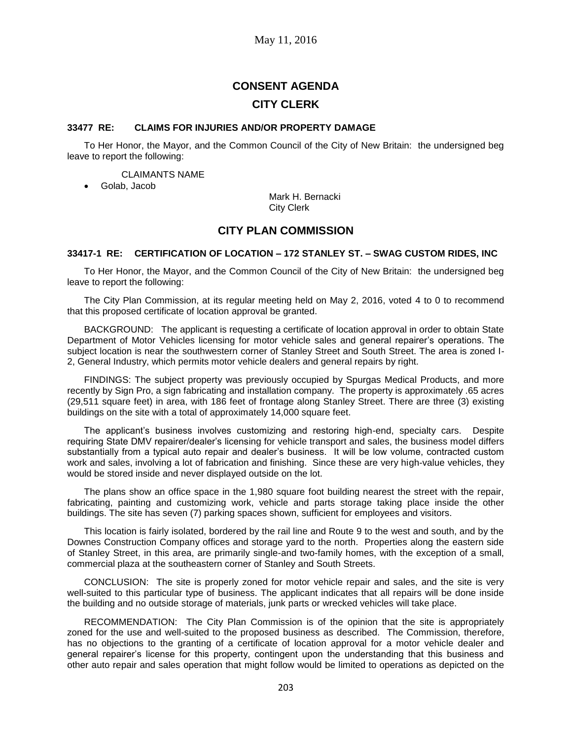# CONSENT AGENDA

## CITY CLERK

**33477 RE: CLAIMS FOR INJURIES AND/OR PROPERTY DAMAGE**

To Her Honor, the Mayor, and the Common Council of the City of New Britain: the undersigned beg leave to report the following:

CLAIMANTS NAME

- Golab, Jacob

Mark H. Bernacki
City Clerk

## CITY PLAN COMMISSION

**33417-1 RE: CERTIFICATION OF LOCATION – 172 STANLEY ST. – SWAG CUSTOM RIDES, INC**

To Her Honor, the Mayor, and the Common Council of the City of New Britain: the undersigned beg leave to report the following:

The City Plan Commission, at its regular meeting held on May 2, 2016, voted 4 to 0 to recommend that this proposed certificate of location approval be granted.

BACKGROUND: The applicant is requesting a certificate of location approval in order to obtain State Department of Motor Vehicles licensing for motor vehicle sales and general repairer's operations. The subject location is near the southwestern corner of Stanley Street and South Street. The area is zoned I-2, General Industry, which permits motor vehicle dealers and general repairs by right.

FINDINGS: The subject property was previously occupied by Spurgas Medical Products, and more recently by Sign Pro, a sign fabricating and installation company. The property is approximately .65 acres (29,511 square feet) in area, with 186 feet of frontage along Stanley Street. There are three (3) existing buildings on the site with a total of approximately 14,000 square feet.

The applicant's business involves customizing and restoring high-end, specialty cars. Despite requiring State DMV repairer/dealer's licensing for vehicle transport and sales, the business model differs substantially from a typical auto repair and dealer's business. It will be low volume, contracted custom work and sales, involving a lot of fabrication and finishing. Since these are very high-value vehicles, they would be stored inside and never displayed outside on the lot.

The plans show an office space in the 1,980 square foot building nearest the street with the repair, fabricating, painting and customizing work, vehicle and parts storage taking place inside the other buildings. The site has seven (7) parking spaces shown, sufficient for employees and visitors.

This location is fairly isolated, bordered by the rail line and Route 9 to the west and south, and by the Downes Construction Company offices and storage yard to the north. Properties along the eastern side of Stanley Street, in this area, are primarily single-and two-family homes, with the exception of a small, commercial plaza at the southeastern corner of Stanley and South Streets.

CONCLUSION: The site is properly zoned for motor vehicle repair and sales, and the site is very well-suited to this particular type of business. The applicant indicates that all repairs will be done inside the building and no outside storage of materials, junk parts or wrecked vehicles will take place.

RECOMMENDATION: The City Plan Commission is of the opinion that the site is appropriately zoned for the use and well-suited to the proposed business as described. The Commission, therefore, has no objections to the granting of a certificate of location approval for a motor vehicle dealer and general repairer's license for this property, contingent upon the understanding that this business and other auto repair and sales operation that might follow would be limited to operations as depicted on the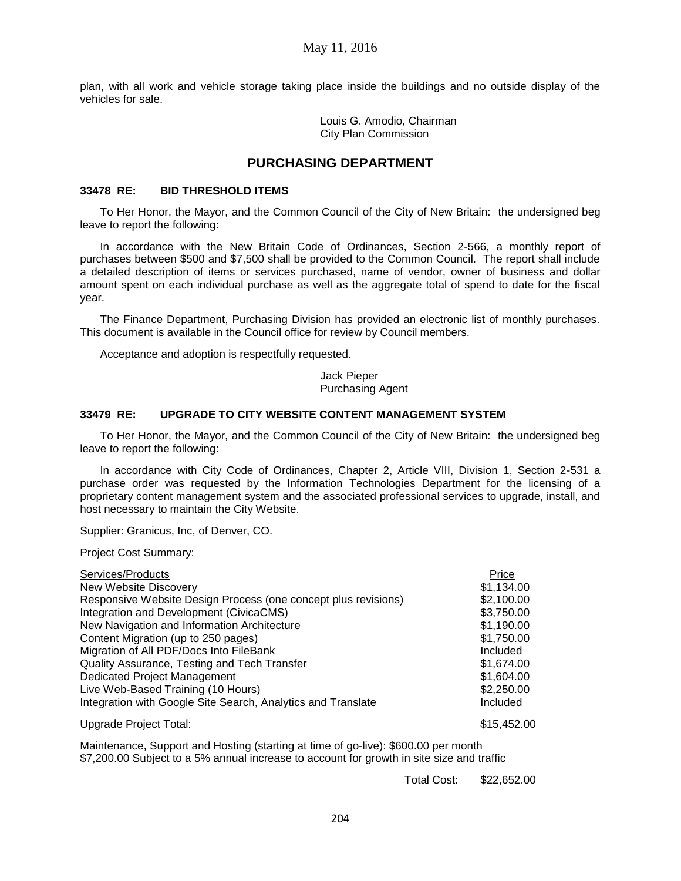plan, with all work and vehicle storage taking place inside the buildings and no outside display of the vehicles for sale.

Louis G. Amodio, Chairman
City Plan Commission

## PURCHASING DEPARTMENT

### 33478 RE: BID THRESHOLD ITEMS

To Her Honor, the Mayor, and the Common Council of the City of New Britain: the undersigned beg leave to report the following:

In accordance with the New Britain Code of Ordinances, Section 2-566, a monthly report of purchases between $500 and $7,500 shall be provided to the Common Council. The report shall include a detailed description of items or services purchased, name of vendor, owner of business and dollar amount spent on each individual purchase as well as the aggregate total of spend to date for the fiscal year.

The Finance Department, Purchasing Division has provided an electronic list of monthly purchases. This document is available in the Council office for review by Council members.

Acceptance and adoption is respectfully requested.

Jack Pieper
Purchasing Agent

### 33479 RE: UPGRADE TO CITY WEBSITE CONTENT MANAGEMENT SYSTEM

To Her Honor, the Mayor, and the Common Council of the City of New Britain: the undersigned beg leave to report the following:

In accordance with City Code of Ordinances, Chapter 2, Article VIII, Division 1, Section 2-531 a purchase order was requested by the Information Technologies Department for the licensing of a proprietary content management system and the associated professional services to upgrade, install, and host necessary to maintain the City Website.

Supplier: Granicus, Inc, of Denver, CO.

Project Cost Summary:

| Services/Products | Price |
|---|---|
| New Website Discovery | $1,134.00 |
| Responsive Website Design Process (one concept plus revisions) | $2,100.00 |
| Integration and Development (CivicaCMS) | $3,750.00 |
| New Navigation and Information Architecture | $1,190.00 |
| Content Migration (up to 250 pages) | $1,750.00 |
| Migration of All PDF/Docs Into FileBank | Included |
| Quality Assurance, Testing and Tech Transfer | $1,674.00 |
| Dedicated Project Management | $1,604.00 |
| Live Web-Based Training (10 Hours) | $2,250.00 |
| Integration with Google Site Search, Analytics and Translate | Included |
| Upgrade Project Total: | $15,452.00 |

Maintenance, Support and Hosting (starting at time of go-live): $600.00 per month
$7,200.00 Subject to a 5% annual increase to account for growth in site size and traffic

Total Cost: $22,652.00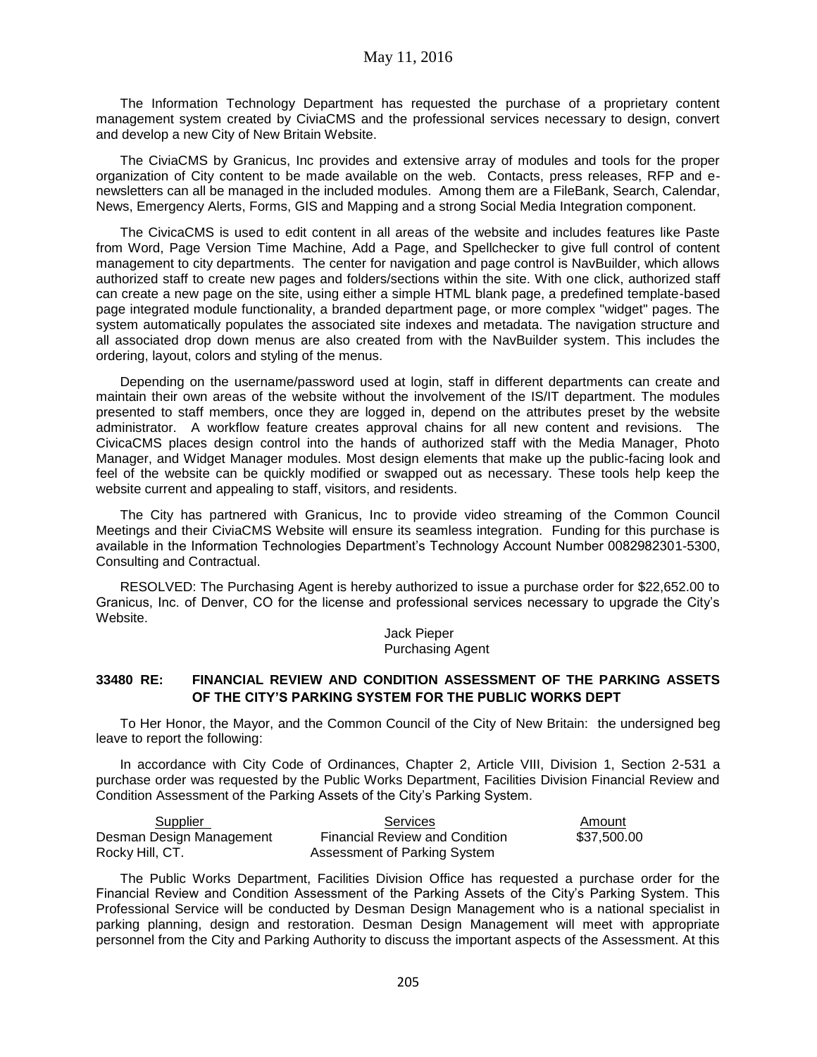The Information Technology Department has requested the purchase of a proprietary content management system created by CiviaCMS and the professional services necessary to design, convert and develop a new City of New Britain Website.

The CiviaCMS by Granicus, Inc provides and extensive array of modules and tools for the proper organization of City content to be made available on the web. Contacts, press releases, RFP and e-newsletters can all be managed in the included modules. Among them are a FileBank, Search, Calendar, News, Emergency Alerts, Forms, GIS and Mapping and a strong Social Media Integration component.

The CivicaCMS is used to edit content in all areas of the website and includes features like Paste from Word, Page Version Time Machine, Add a Page, and Spellchecker to give full control of content management to city departments. The center for navigation and page control is NavBuilder, which allows authorized staff to create new pages and folders/sections within the site. With one click, authorized staff can create a new page on the site, using either a simple HTML blank page, a predefined template-based page integrated module functionality, a branded department page, or more complex "widget" pages. The system automatically populates the associated site indexes and metadata. The navigation structure and all associated drop down menus are also created from with the NavBuilder system. This includes the ordering, layout, colors and styling of the menus.

Depending on the username/password used at login, staff in different departments can create and maintain their own areas of the website without the involvement of the IS/IT department. The modules presented to staff members, once they are logged in, depend on the attributes preset by the website administrator. A workflow feature creates approval chains for all new content and revisions. The CivicaCMS places design control into the hands of authorized staff with the Media Manager, Photo Manager, and Widget Manager modules. Most design elements that make up the public-facing look and feel of the website can be quickly modified or swapped out as necessary. These tools help keep the website current and appealing to staff, visitors, and residents.

The City has partnered with Granicus, Inc to provide video streaming of the Common Council Meetings and their CiviaCMS Website will ensure its seamless integration. Funding for this purchase is available in the Information Technologies Department's Technology Account Number 0082982301-5300, Consulting and Contractual.

RESOLVED: The Purchasing Agent is hereby authorized to issue a purchase order for $22,652.00 to Granicus, Inc. of Denver, CO for the license and professional services necessary to upgrade the City's Website.

Jack Pieper
Purchasing Agent

**33480 RE: FINANCIAL REVIEW AND CONDITION ASSESSMENT OF THE PARKING ASSETS OF THE CITY'S PARKING SYSTEM FOR THE PUBLIC WORKS DEPT**

To Her Honor, the Mayor, and the Common Council of the City of New Britain: the undersigned beg leave to report the following:

In accordance with City Code of Ordinances, Chapter 2, Article VIII, Division 1, Section 2-531 a purchase order was requested by the Public Works Department, Facilities Division Financial Review and Condition Assessment of the Parking Assets of the City's Parking System.

| Supplier | Services | Amount |
|---|---|---|
| Desman Design Management<br>Rocky Hill, CT. | Financial Review and Condition<br>Assessment of Parking System | $37,500.00 |

The Public Works Department, Facilities Division Office has requested a purchase order for the Financial Review and Condition Assessment of the Parking Assets of the City's Parking System. This Professional Service will be conducted by Desman Design Management who is a national specialist in parking planning, design and restoration. Desman Design Management will meet with appropriate personnel from the City and Parking Authority to discuss the important aspects of the Assessment. At this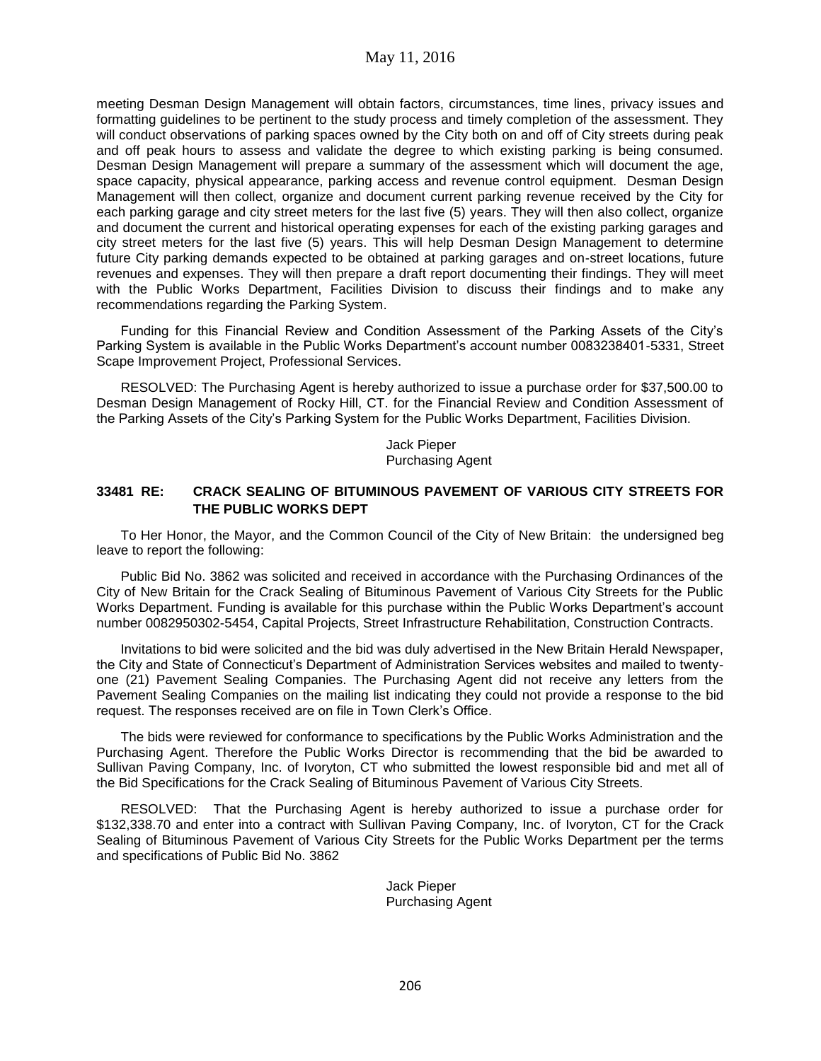meeting Desman Design Management will obtain factors, circumstances, time lines, privacy issues and formatting guidelines to be pertinent to the study process and timely completion of the assessment. They will conduct observations of parking spaces owned by the City both on and off of City streets during peak and off peak hours to assess and validate the degree to which existing parking is being consumed. Desman Design Management will prepare a summary of the assessment which will document the age, space capacity, physical appearance, parking access and revenue control equipment. Desman Design Management will then collect, organize and document current parking revenue received by the City for each parking garage and city street meters for the last five (5) years. They will then also collect, organize and document the current and historical operating expenses for each of the existing parking garages and city street meters for the last five (5) years. This will help Desman Design Management to determine future City parking demands expected to be obtained at parking garages and on-street locations, future revenues and expenses. They will then prepare a draft report documenting their findings. They will meet with the Public Works Department, Facilities Division to discuss their findings and to make any recommendations regarding the Parking System.

Funding for this Financial Review and Condition Assessment of the Parking Assets of the City's Parking System is available in the Public Works Department's account number 0083238401-5331, Street Scape Improvement Project, Professional Services.

RESOLVED: The Purchasing Agent is hereby authorized to issue a purchase order for $37,500.00 to Desman Design Management of Rocky Hill, CT. for the Financial Review and Condition Assessment of the Parking Assets of the City's Parking System for the Public Works Department, Facilities Division.

Jack Pieper
Purchasing Agent

**33481 RE: CRACK SEALING OF BITUMINOUS PAVEMENT OF VARIOUS CITY STREETS FOR THE PUBLIC WORKS DEPT**

To Her Honor, the Mayor, and the Common Council of the City of New Britain: the undersigned beg leave to report the following:

Public Bid No. 3862 was solicited and received in accordance with the Purchasing Ordinances of the City of New Britain for the Crack Sealing of Bituminous Pavement of Various City Streets for the Public Works Department. Funding is available for this purchase within the Public Works Department's account number 0082950302-5454, Capital Projects, Street Infrastructure Rehabilitation, Construction Contracts.

Invitations to bid were solicited and the bid was duly advertised in the New Britain Herald Newspaper, the City and State of Connecticut's Department of Administration Services websites and mailed to twenty-one (21) Pavement Sealing Companies. The Purchasing Agent did not receive any letters from the Pavement Sealing Companies on the mailing list indicating they could not provide a response to the bid request. The responses received are on file in Town Clerk's Office.

The bids were reviewed for conformance to specifications by the Public Works Administration and the Purchasing Agent. Therefore the Public Works Director is recommending that the bid be awarded to Sullivan Paving Company, Inc. of Ivoryton, CT who submitted the lowest responsible bid and met all of the Bid Specifications for the Crack Sealing of Bituminous Pavement of Various City Streets.

RESOLVED: That the Purchasing Agent is hereby authorized to issue a purchase order for $132,338.70 and enter into a contract with Sullivan Paving Company, Inc. of Ivoryton, CT for the Crack Sealing of Bituminous Pavement of Various City Streets for the Public Works Department per the terms and specifications of Public Bid No. 3862

Jack Pieper
Purchasing Agent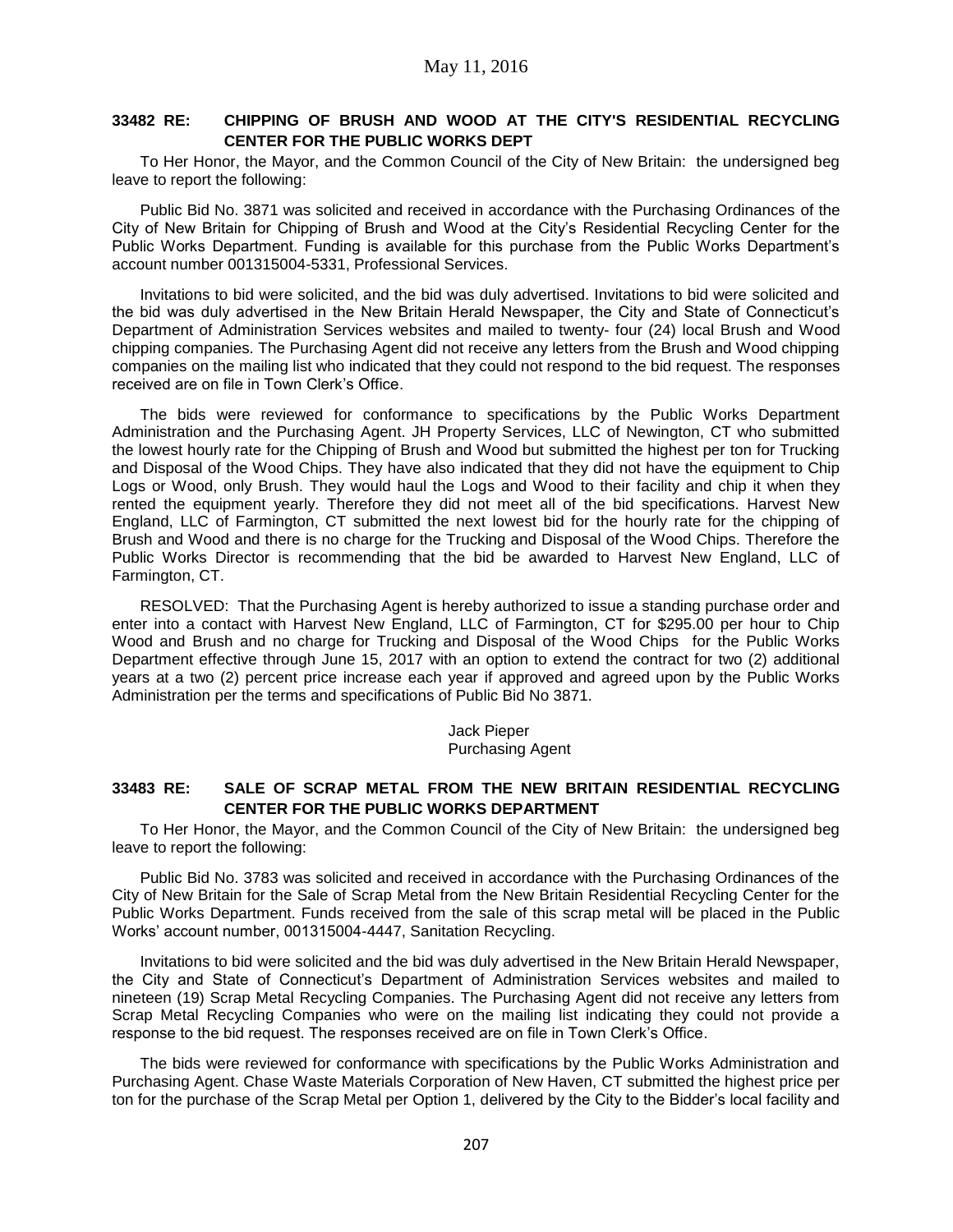May 11, 2016

### 33482 RE: CHIPPING OF BRUSH AND WOOD AT THE CITY'S RESIDENTIAL RECYCLING CENTER FOR THE PUBLIC WORKS DEPT

To Her Honor, the Mayor, and the Common Council of the City of New Britain: the undersigned beg leave to report the following:

Public Bid No. 3871 was solicited and received in accordance with the Purchasing Ordinances of the City of New Britain for Chipping of Brush and Wood at the City's Residential Recycling Center for the Public Works Department. Funding is available for this purchase from the Public Works Department's account number 001315004-5331, Professional Services.

Invitations to bid were solicited, and the bid was duly advertised. Invitations to bid were solicited and the bid was duly advertised in the New Britain Herald Newspaper, the City and State of Connecticut's Department of Administration Services websites and mailed to twenty- four (24) local Brush and Wood chipping companies. The Purchasing Agent did not receive any letters from the Brush and Wood chipping companies on the mailing list who indicated that they could not respond to the bid request. The responses received are on file in Town Clerk's Office.

The bids were reviewed for conformance to specifications by the Public Works Department Administration and the Purchasing Agent. JH Property Services, LLC of Newington, CT who submitted the lowest hourly rate for the Chipping of Brush and Wood but submitted the highest per ton for Trucking and Disposal of the Wood Chips. They have also indicated that they did not have the equipment to Chip Logs or Wood, only Brush. They would haul the Logs and Wood to their facility and chip it when they rented the equipment yearly. Therefore they did not meet all of the bid specifications. Harvest New England, LLC of Farmington, CT submitted the next lowest bid for the hourly rate for the chipping of Brush and Wood and there is no charge for the Trucking and Disposal of the Wood Chips. Therefore the Public Works Director is recommending that the bid be awarded to Harvest New England, LLC of Farmington, CT.

RESOLVED: That the Purchasing Agent is hereby authorized to issue a standing purchase order and enter into a contact with Harvest New England, LLC of Farmington, CT for $295.00 per hour to Chip Wood and Brush and no charge for Trucking and Disposal of the Wood Chips for the Public Works Department effective through June 15, 2017 with an option to extend the contract for two (2) additional years at a two (2) percent price increase each year if approved and agreed upon by the Public Works Administration per the terms and specifications of Public Bid No 3871.

Jack Pieper
Purchasing Agent

### 33483 RE: SALE OF SCRAP METAL FROM THE NEW BRITAIN RESIDENTIAL RECYCLING CENTER FOR THE PUBLIC WORKS DEPARTMENT

To Her Honor, the Mayor, and the Common Council of the City of New Britain: the undersigned beg leave to report the following:

Public Bid No. 3783 was solicited and received in accordance with the Purchasing Ordinances of the City of New Britain for the Sale of Scrap Metal from the New Britain Residential Recycling Center for the Public Works Department. Funds received from the sale of this scrap metal will be placed in the Public Works' account number, 001315004-4447, Sanitation Recycling.

Invitations to bid were solicited and the bid was duly advertised in the New Britain Herald Newspaper, the City and State of Connecticut's Department of Administration Services websites and mailed to nineteen (19) Scrap Metal Recycling Companies. The Purchasing Agent did not receive any letters from Scrap Metal Recycling Companies who were on the mailing list indicating they could not provide a response to the bid request. The responses received are on file in Town Clerk's Office.

The bids were reviewed for conformance with specifications by the Public Works Administration and Purchasing Agent. Chase Waste Materials Corporation of New Haven, CT submitted the highest price per ton for the purchase of the Scrap Metal per Option 1, delivered by the City to the Bidder's local facility and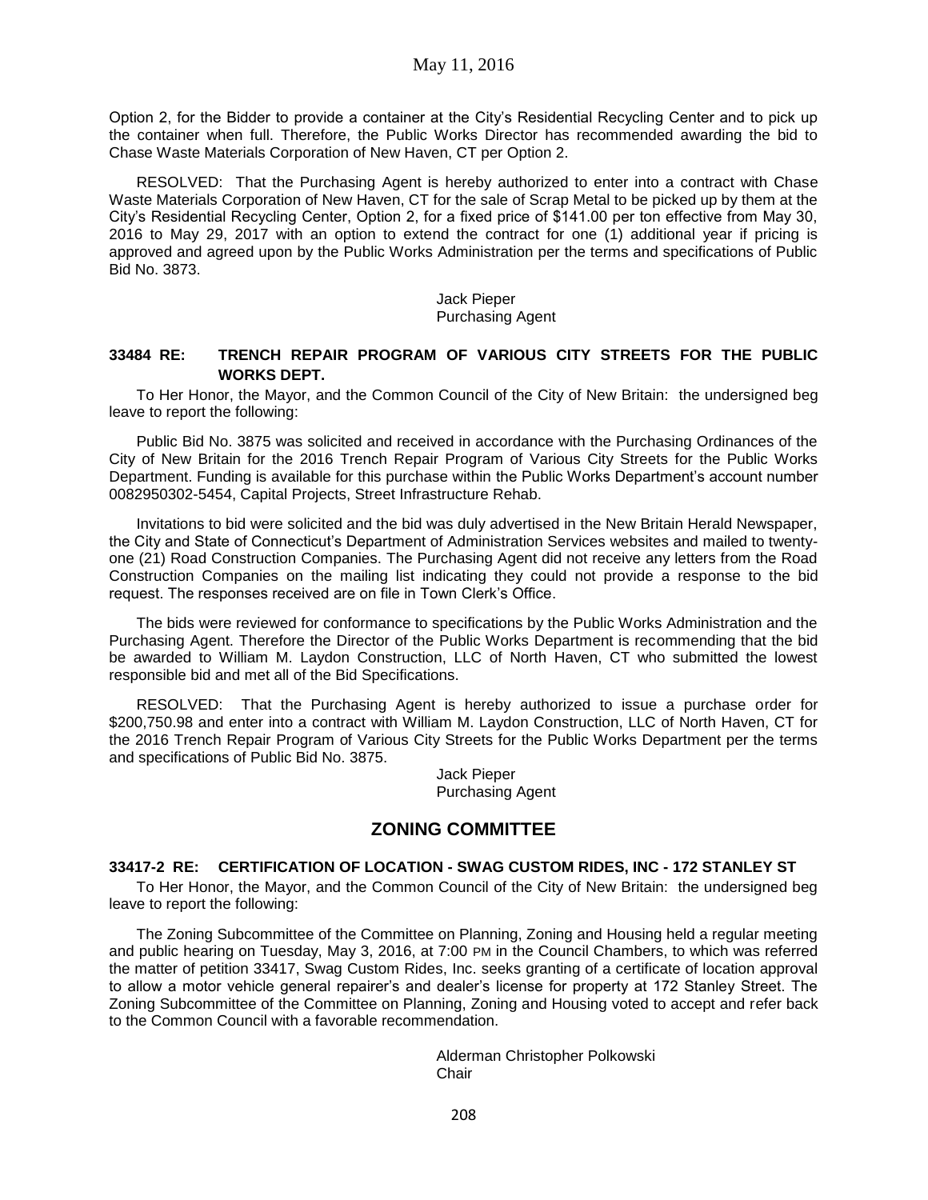Option 2, for the Bidder to provide a container at the City's Residential Recycling Center and to pick up the container when full. Therefore, the Public Works Director has recommended awarding the bid to Chase Waste Materials Corporation of New Haven, CT per Option 2.

RESOLVED: That the Purchasing Agent is hereby authorized to enter into a contract with Chase Waste Materials Corporation of New Haven, CT for the sale of Scrap Metal to be picked up by them at the City's Residential Recycling Center, Option 2, for a fixed price of $141.00 per ton effective from May 30, 2016 to May 29, 2017 with an option to extend the contract for one (1) additional year if pricing is approved and agreed upon by the Public Works Administration per the terms and specifications of Public Bid No. 3873.

Jack Pieper
Purchasing Agent

**33484 RE: TRENCH REPAIR PROGRAM OF VARIOUS CITY STREETS FOR THE PUBLIC WORKS DEPT.**

To Her Honor, the Mayor, and the Common Council of the City of New Britain: the undersigned beg leave to report the following:

Public Bid No. 3875 was solicited and received in accordance with the Purchasing Ordinances of the City of New Britain for the 2016 Trench Repair Program of Various City Streets for the Public Works Department. Funding is available for this purchase within the Public Works Department's account number 0082950302-5454, Capital Projects, Street Infrastructure Rehab.

Invitations to bid were solicited and the bid was duly advertised in the New Britain Herald Newspaper, the City and State of Connecticut's Department of Administration Services websites and mailed to twenty-one (21) Road Construction Companies. The Purchasing Agent did not receive any letters from the Road Construction Companies on the mailing list indicating they could not provide a response to the bid request. The responses received are on file in Town Clerk's Office.

The bids were reviewed for conformance to specifications by the Public Works Administration and the Purchasing Agent. Therefore the Director of the Public Works Department is recommending that the bid be awarded to William M. Laydon Construction, LLC of North Haven, CT who submitted the lowest responsible bid and met all of the Bid Specifications.

RESOLVED: That the Purchasing Agent is hereby authorized to issue a purchase order for $200,750.98 and enter into a contract with William M. Laydon Construction, LLC of North Haven, CT for the 2016 Trench Repair Program of Various City Streets for the Public Works Department per the terms and specifications of Public Bid No. 3875.

Jack Pieper
Purchasing Agent

## ZONING COMMITTEE

**33417-2 RE: CERTIFICATION OF LOCATION - SWAG CUSTOM RIDES, INC - 172 STANLEY ST**

To Her Honor, the Mayor, and the Common Council of the City of New Britain: the undersigned beg leave to report the following:

The Zoning Subcommittee of the Committee on Planning, Zoning and Housing held a regular meeting and public hearing on Tuesday, May 3, 2016, at 7:00 PM in the Council Chambers, to which was referred the matter of petition 33417, Swag Custom Rides, Inc. seeks granting of a certificate of location approval to allow a motor vehicle general repairer's and dealer's license for property at 172 Stanley Street. The Zoning Subcommittee of the Committee on Planning, Zoning and Housing voted to accept and refer back to the Common Council with a favorable recommendation.

Alderman Christopher Polkowski
Chair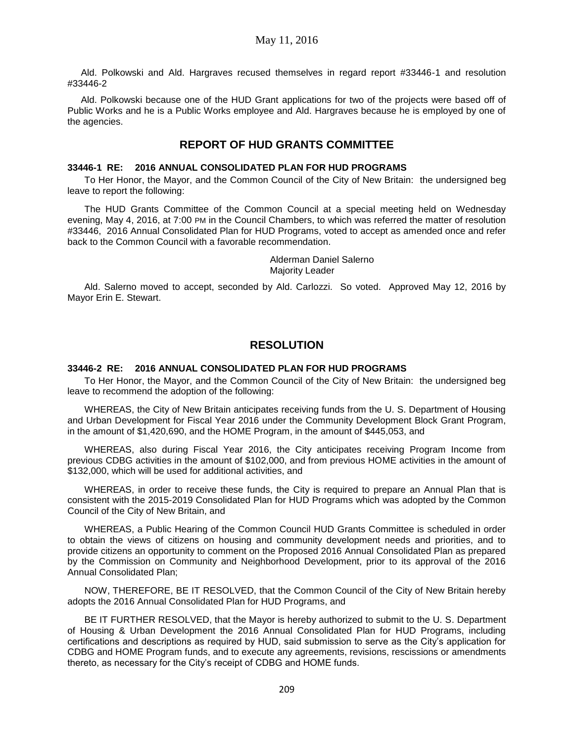Ald. Polkowski and Ald. Hargraves recused themselves in regard report #33446-1 and resolution #33446-2

Ald. Polkowski because one of the HUD Grant applications for two of the projects were based off of Public Works and he is a Public Works employee and Ald. Hargraves because he is employed by one of the agencies.

## REPORT OF HUD GRANTS COMMITTEE

**33446-1 RE: 2016 ANNUAL CONSOLIDATED PLAN FOR HUD PROGRAMS**

To Her Honor, the Mayor, and the Common Council of the City of New Britain: the undersigned beg leave to report the following:

The HUD Grants Committee of the Common Council at a special meeting held on Wednesday evening, May 4, 2016, at 7:00 PM in the Council Chambers, to which was referred the matter of resolution #33446, 2016 Annual Consolidated Plan for HUD Programs, voted to accept as amended once and refer back to the Common Council with a favorable recommendation.

Alderman Daniel Salerno
Majority Leader

Ald. Salerno moved to accept, seconded by Ald. Carlozzi. So voted. Approved May 12, 2016 by Mayor Erin E. Stewart.

## RESOLUTION

**33446-2 RE: 2016 ANNUAL CONSOLIDATED PLAN FOR HUD PROGRAMS**

To Her Honor, the Mayor, and the Common Council of the City of New Britain: the undersigned beg leave to recommend the adoption of the following:

WHEREAS, the City of New Britain anticipates receiving funds from the U. S. Department of Housing and Urban Development for Fiscal Year 2016 under the Community Development Block Grant Program, in the amount of $1,420,690, and the HOME Program, in the amount of $445,053, and

WHEREAS, also during Fiscal Year 2016, the City anticipates receiving Program Income from previous CDBG activities in the amount of $102,000, and from previous HOME activities in the amount of $132,000, which will be used for additional activities, and

WHEREAS, in order to receive these funds, the City is required to prepare an Annual Plan that is consistent with the 2015-2019 Consolidated Plan for HUD Programs which was adopted by the Common Council of the City of New Britain, and

WHEREAS, a Public Hearing of the Common Council HUD Grants Committee is scheduled in order to obtain the views of citizens on housing and community development needs and priorities, and to provide citizens an opportunity to comment on the Proposed 2016 Annual Consolidated Plan as prepared by the Commission on Community and Neighborhood Development, prior to its approval of the 2016 Annual Consolidated Plan;

NOW, THEREFORE, BE IT RESOLVED, that the Common Council of the City of New Britain hereby adopts the 2016 Annual Consolidated Plan for HUD Programs, and

BE IT FURTHER RESOLVED, that the Mayor is hereby authorized to submit to the U. S. Department of Housing & Urban Development the 2016 Annual Consolidated Plan for HUD Programs, including certifications and descriptions as required by HUD, said submission to serve as the City's application for CDBG and HOME Program funds, and to execute any agreements, revisions, rescissions or amendments thereto, as necessary for the City's receipt of CDBG and HOME funds.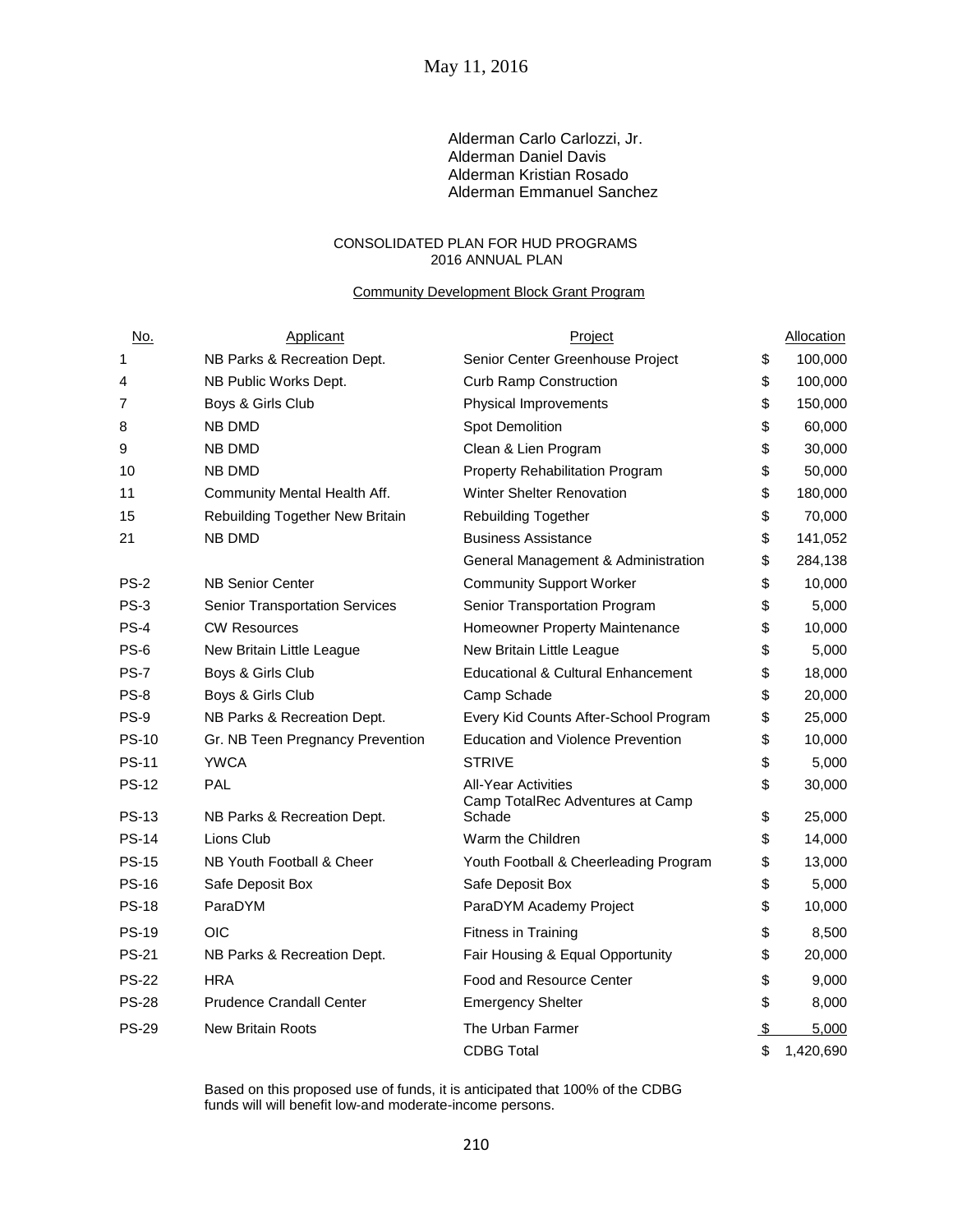May 11, 2016

Alderman Carlo Carlozzi, Jr.
Alderman Daniel Davis
Alderman Kristian Rosado
Alderman Emmanuel Sanchez

CONSOLIDATED PLAN FOR HUD PROGRAMS
2016 ANNUAL PLAN

Community Development Block Grant Program

| No. | Applicant | Project | Allocation |
|---|---|---|---|
| 1 | NB Parks & Recreation Dept. | Senior Center Greenhouse Project | $ 100,000 |
| 4 | NB Public Works Dept. | Curb Ramp Construction | $ 100,000 |
| 7 | Boys & Girls Club | Physical Improvements | $ 150,000 |
| 8 | NB DMD | Spot Demolition | $ 60,000 |
| 9 | NB DMD | Clean & Lien Program | $ 30,000 |
| 10 | NB DMD | Property Rehabilitation Program | $ 50,000 |
| 11 | Community Mental Health Aff. | Winter Shelter Renovation | $ 180,000 |
| 15 | Rebuilding Together New Britain | Rebuilding Together | $ 70,000 |
| 21 | NB DMD | Business Assistance | $ 141,052 |
| | | General Management & Administration | $ 284,138 |
| PS-2 | NB Senior Center | Community Support Worker | $ 10,000 |
| PS-3 | Senior Transportation Services | Senior Transportation Program | $ 5,000 |
| PS-4 | CW Resources | Homeowner Property Maintenance | $ 10,000 |
| PS-6 | New Britain Little League | New Britain Little League | $ 5,000 |
| PS-7 | Boys & Girls Club | Educational & Cultural Enhancement | $ 18,000 |
| PS-8 | Boys & Girls Club | Camp Schade | $ 20,000 |
| PS-9 | NB Parks & Recreation Dept. | Every Kid Counts After-School Program | $ 25,000 |
| PS-10 | Gr. NB Teen Pregnancy Prevention | Education and Violence Prevention | $ 10,000 |
| PS-11 | YWCA | STRIVE | $ 5,000 |
| PS-12 | PAL | All-Year Activities | $ 30,000 |
| PS-13 | NB Parks & Recreation Dept. | Camp TotalRec Adventures at Camp Schade | $ 25,000 |
| PS-14 | Lions Club | Warm the Children | $ 14,000 |
| PS-15 | NB Youth Football & Cheer | Youth Football & Cheerleading Program | $ 13,000 |
| PS-16 | Safe Deposit Box | Safe Deposit Box | $ 5,000 |
| PS-18 | ParaDYM | ParaDYM Academy Project | $ 10,000 |
| PS-19 | OIC | Fitness in Training | $ 8,500 |
| PS-21 | NB Parks & Recreation Dept. | Fair Housing & Equal Opportunity | $ 20,000 |
| PS-22 | HRA | Food and Resource Center | $ 9,000 |
| PS-28 | Prudence Crandall Center | Emergency Shelter | $ 8,000 |
| PS-29 | New Britain Roots | The Urban Farmer | $ 5,000 |
| | | CDBG Total | $ 1,420,690 |

Based on this proposed use of funds, it is anticipated that 100% of the CDBG funds will will benefit low-and moderate-income persons.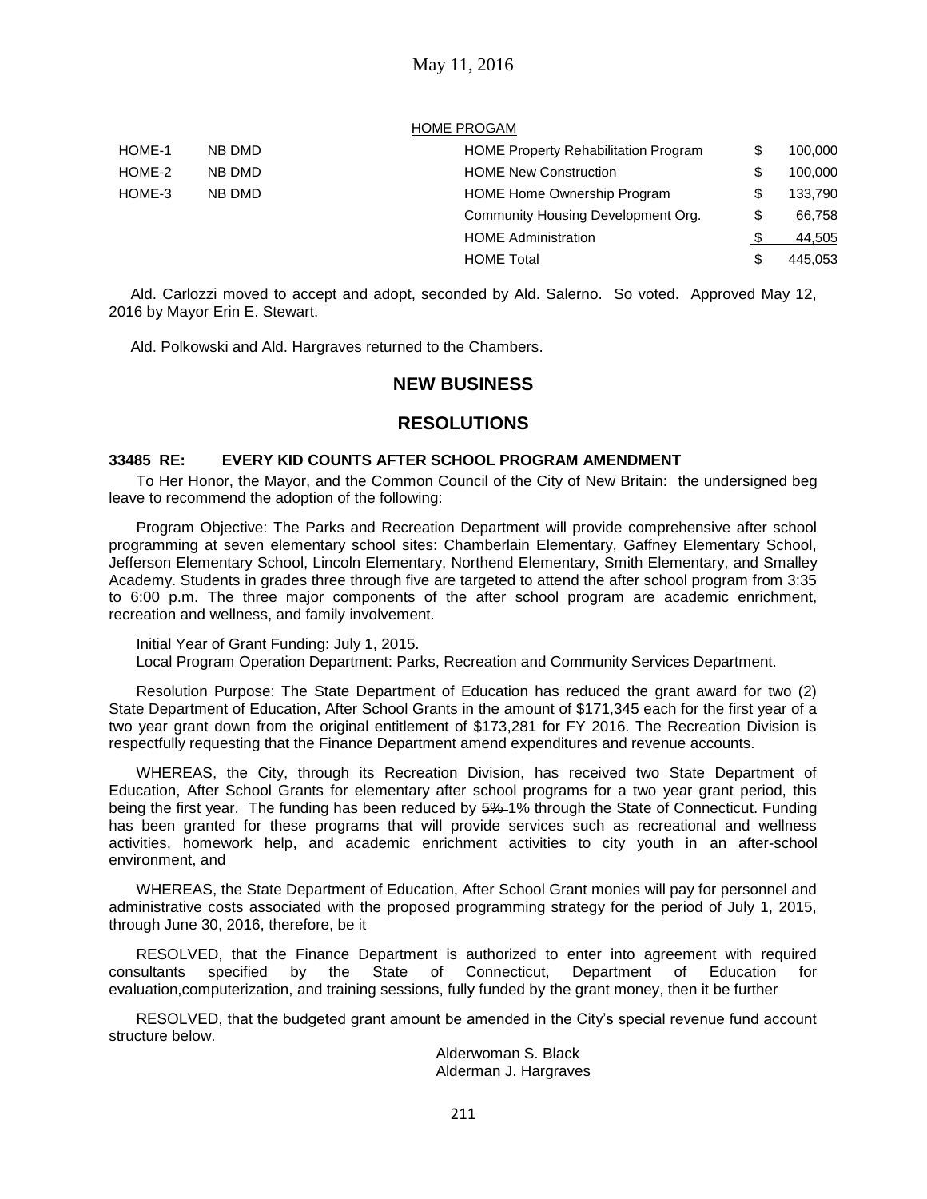HOME PROGAM

| | | | | |
|---|---|---|---|---|
| HOME-1 | NB DMD | HOME Property Rehabilitation Program | $ | 100,000 |
| HOME-2 | NB DMD | HOME New Construction | $ | 100,000 |
| HOME-3 | NB DMD | HOME Home Ownership Program | $ | 133,790 |
| | | Community Housing Development Org. | $ | 66,758 |
| | | HOME Administration | $ | 44,505 |
| | | HOME Total | $ | 445,053 |

Ald. Carlozzi moved to accept and adopt, seconded by Ald. Salerno. So voted. Approved May 12, 2016 by Mayor Erin E. Stewart.

Ald. Polkowski and Ald. Hargraves returned to the Chambers.

## NEW BUSINESS

## RESOLUTIONS

### 33485 RE: EVERY KID COUNTS AFTER SCHOOL PROGRAM AMENDMENT

To Her Honor, the Mayor, and the Common Council of the City of New Britain: the undersigned beg leave to recommend the adoption of the following:

Program Objective: The Parks and Recreation Department will provide comprehensive after school programming at seven elementary school sites: Chamberlain Elementary, Gaffney Elementary School, Jefferson Elementary School, Lincoln Elementary, Northend Elementary, Smith Elementary, and Smalley Academy. Students in grades three through five are targeted to attend the after school program from 3:35 to 6:00 p.m. The three major components of the after school program are academic enrichment, recreation and wellness, and family involvement.

Initial Year of Grant Funding: July 1, 2015.
Local Program Operation Department: Parks, Recreation and Community Services Department.

Resolution Purpose: The State Department of Education has reduced the grant award for two (2) State Department of Education, After School Grants in the amount of $171,345 each for the first year of a two year grant down from the original entitlement of $173,281 for FY 2016. The Recreation Division is respectfully requesting that the Finance Department amend expenditures and revenue accounts.

WHEREAS, the City, through its Recreation Division, has received two State Department of Education, After School Grants for elementary after school programs for a two year grant period, this being the first year. The funding has been reduced by ~~5%~~ 1% through the State of Connecticut. Funding has been granted for these programs that will provide services such as recreational and wellness activities, homework help, and academic enrichment activities to city youth in an after-school environment, and

WHEREAS, the State Department of Education, After School Grant monies will pay for personnel and administrative costs associated with the proposed programming strategy for the period of July 1, 2015, through June 30, 2016, therefore, be it

RESOLVED, that the Finance Department is authorized to enter into agreement with required consultants specified by the State of Connecticut, Department of Education for evaluation,computerization, and training sessions, fully funded by the grant money, then it be further

RESOLVED, that the budgeted grant amount be amended in the City's special revenue fund account structure below.

Alderwoman S. Black
Alderman J. Hargraves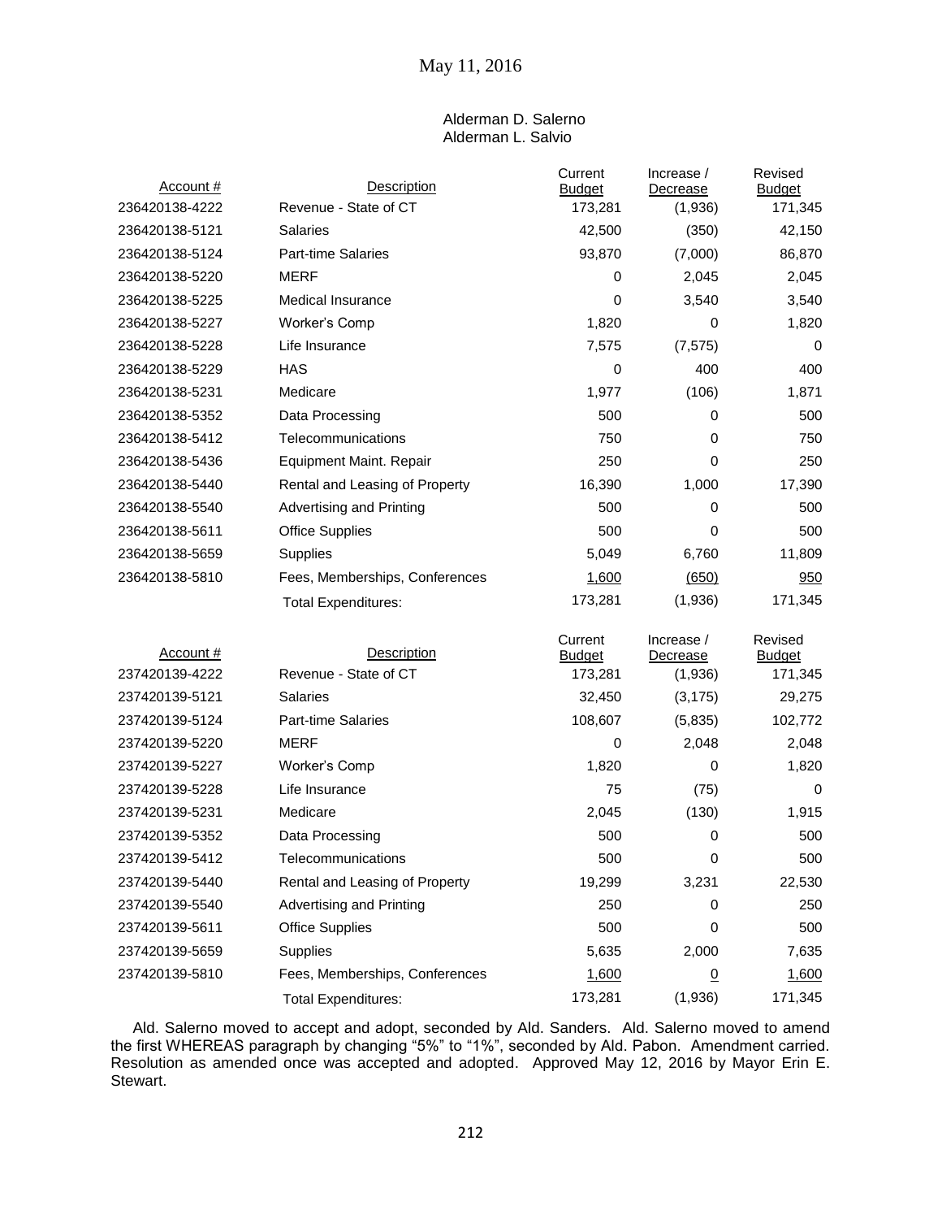Alderman D. Salerno
Alderman L. Salvio

| Account # | Description | Current Budget | Increase / Decrease | Revised Budget |
|---|---|---|---|---|
| 236420138-4222 | Revenue - State of CT | 173,281 | (1,936) | 171,345 |
| 236420138-5121 | Salaries | 42,500 | (350) | 42,150 |
| 236420138-5124 | Part-time Salaries | 93,870 | (7,000) | 86,870 |
| 236420138-5220 | MERF | 0 | 2,045 | 2,045 |
| 236420138-5225 | Medical Insurance | 0 | 3,540 | 3,540 |
| 236420138-5227 | Worker's Comp | 1,820 | 0 | 1,820 |
| 236420138-5228 | Life Insurance | 7,575 | (7,575) | 0 |
| 236420138-5229 | HAS | 0 | 400 | 400 |
| 236420138-5231 | Medicare | 1,977 | (106) | 1,871 |
| 236420138-5352 | Data Processing | 500 | 0 | 500 |
| 236420138-5412 | Telecommunications | 750 | 0 | 750 |
| 236420138-5436 | Equipment Maint. Repair | 250 | 0 | 250 |
| 236420138-5440 | Rental and Leasing of Property | 16,390 | 1,000 | 17,390 |
| 236420138-5540 | Advertising and Printing | 500 | 0 | 500 |
| 236420138-5611 | Office Supplies | 500 | 0 | 500 |
| 236420138-5659 | Supplies | 5,049 | 6,760 | 11,809 |
| 236420138-5810 | Fees, Memberships, Conferences | 1,600 | (650) | 950 |
| | Total Expenditures: | 173,281 | (1,936) | 171,345 |

| Account # | Description | Current Budget | Increase / Decrease | Revised Budget |
|---|---|---|---|---|
| 237420139-4222 | Revenue - State of CT | 173,281 | (1,936) | 171,345 |
| 237420139-5121 | Salaries | 32,450 | (3,175) | 29,275 |
| 237420139-5124 | Part-time Salaries | 108,607 | (5,835) | 102,772 |
| 237420139-5220 | MERF | 0 | 2,048 | 2,048 |
| 237420139-5227 | Worker's Comp | 1,820 | 0 | 1,820 |
| 237420139-5228 | Life Insurance | 75 | (75) | 0 |
| 237420139-5231 | Medicare | 2,045 | (130) | 1,915 |
| 237420139-5352 | Data Processing | 500 | 0 | 500 |
| 237420139-5412 | Telecommunications | 500 | 0 | 500 |
| 237420139-5440 | Rental and Leasing of Property | 19,299 | 3,231 | 22,530 |
| 237420139-5540 | Advertising and Printing | 250 | 0 | 250 |
| 237420139-5611 | Office Supplies | 500 | 0 | 500 |
| 237420139-5659 | Supplies | 5,635 | 2,000 | 7,635 |
| 237420139-5810 | Fees, Memberships, Conferences | 1,600 | 0 | 1,600 |
| | Total Expenditures: | 173,281 | (1,936) | 171,345 |

Ald. Salerno moved to accept and adopt, seconded by Ald. Sanders. Ald. Salerno moved to amend the first WHEREAS paragraph by changing "5%" to "1%", seconded by Ald. Pabon. Amendment carried. Resolution as amended once was accepted and adopted. Approved May 12, 2016 by Mayor Erin E. Stewart.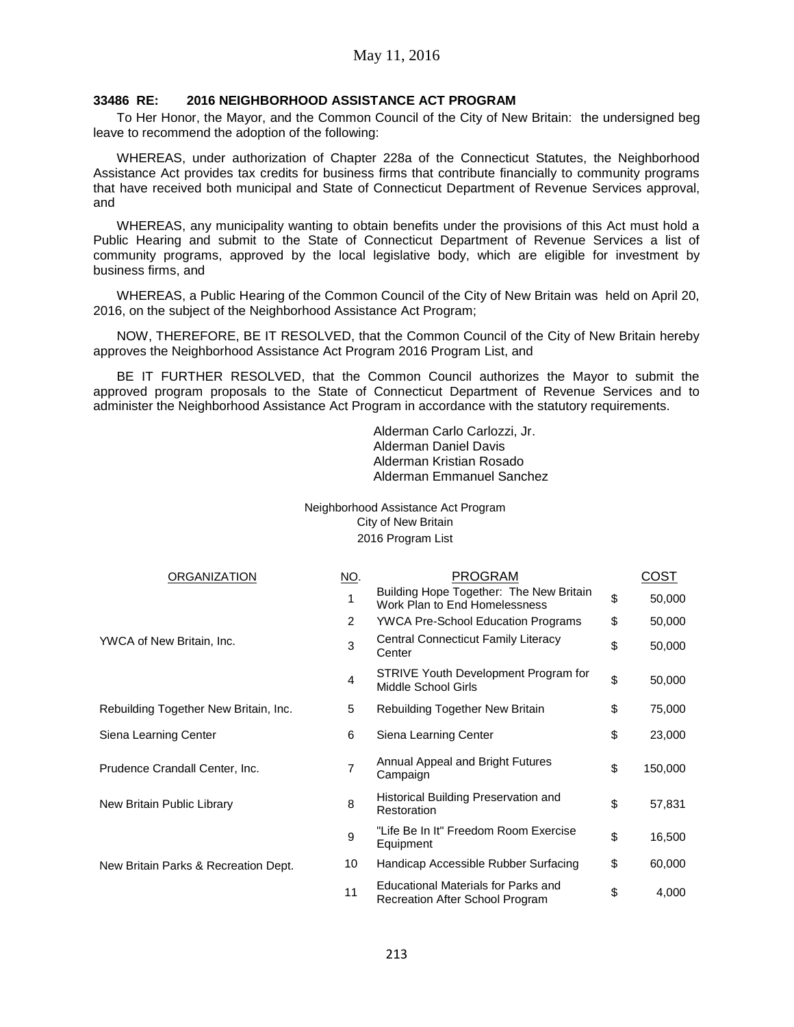May 11, 2016

**33486 RE: 2016 NEIGHBORHOOD ASSISTANCE ACT PROGRAM**

To Her Honor, the Mayor, and the Common Council of the City of New Britain: the undersigned beg leave to recommend the adoption of the following:

WHEREAS, under authorization of Chapter 228a of the Connecticut Statutes, the Neighborhood Assistance Act provides tax credits for business firms that contribute financially to community programs that have received both municipal and State of Connecticut Department of Revenue Services approval, and

WHEREAS, any municipality wanting to obtain benefits under the provisions of this Act must hold a Public Hearing and submit to the State of Connecticut Department of Revenue Services a list of community programs, approved by the local legislative body, which are eligible for investment by business firms, and

WHEREAS, a Public Hearing of the Common Council of the City of New Britain was held on April 20, 2016, on the subject of the Neighborhood Assistance Act Program;

NOW, THEREFORE, BE IT RESOLVED, that the Common Council of the City of New Britain hereby approves the Neighborhood Assistance Act Program 2016 Program List, and

BE IT FURTHER RESOLVED, that the Common Council authorizes the Mayor to submit the approved program proposals to the State of Connecticut Department of Revenue Services and to administer the Neighborhood Assistance Act Program in accordance with the statutory requirements.

Alderman Carlo Carlozzi, Jr.
Alderman Daniel Davis
Alderman Kristian Rosado
Alderman Emmanuel Sanchez

Neighborhood Assistance Act Program
City of New Britain
2016 Program List

| ORGANIZATION | NO. | PROGRAM | COST |
|---|---|---|---|
| | 1 | Building Hope Together: The New Britain Work Plan to End Homelessness | $ 50,000 |
| | 2 | YWCA Pre-School Education Programs | $ 50,000 |
| YWCA of New Britain, Inc. | 3 | Central Connecticut Family Literacy Center | $ 50,000 |
| | 4 | STRIVE Youth Development Program for Middle School Girls | $ 50,000 |
| Rebuilding Together New Britain, Inc. | 5 | Rebuilding Together New Britain | $ 75,000 |
| Siena Learning Center | 6 | Siena Learning Center | $ 23,000 |
| Prudence Crandall Center, Inc. | 7 | Annual Appeal and Bright Futures Campaign | $ 150,000 |
| New Britain Public Library | 8 | Historical Building Preservation and Restoration | $ 57,831 |
| | 9 | "Life Be In It" Freedom Room Exercise Equipment | $ 16,500 |
| New Britain Parks & Recreation Dept. | 10 | Handicap Accessible Rubber Surfacing | $ 60,000 |
| | 11 | Educational Materials for Parks and Recreation After School Program | $ 4,000 |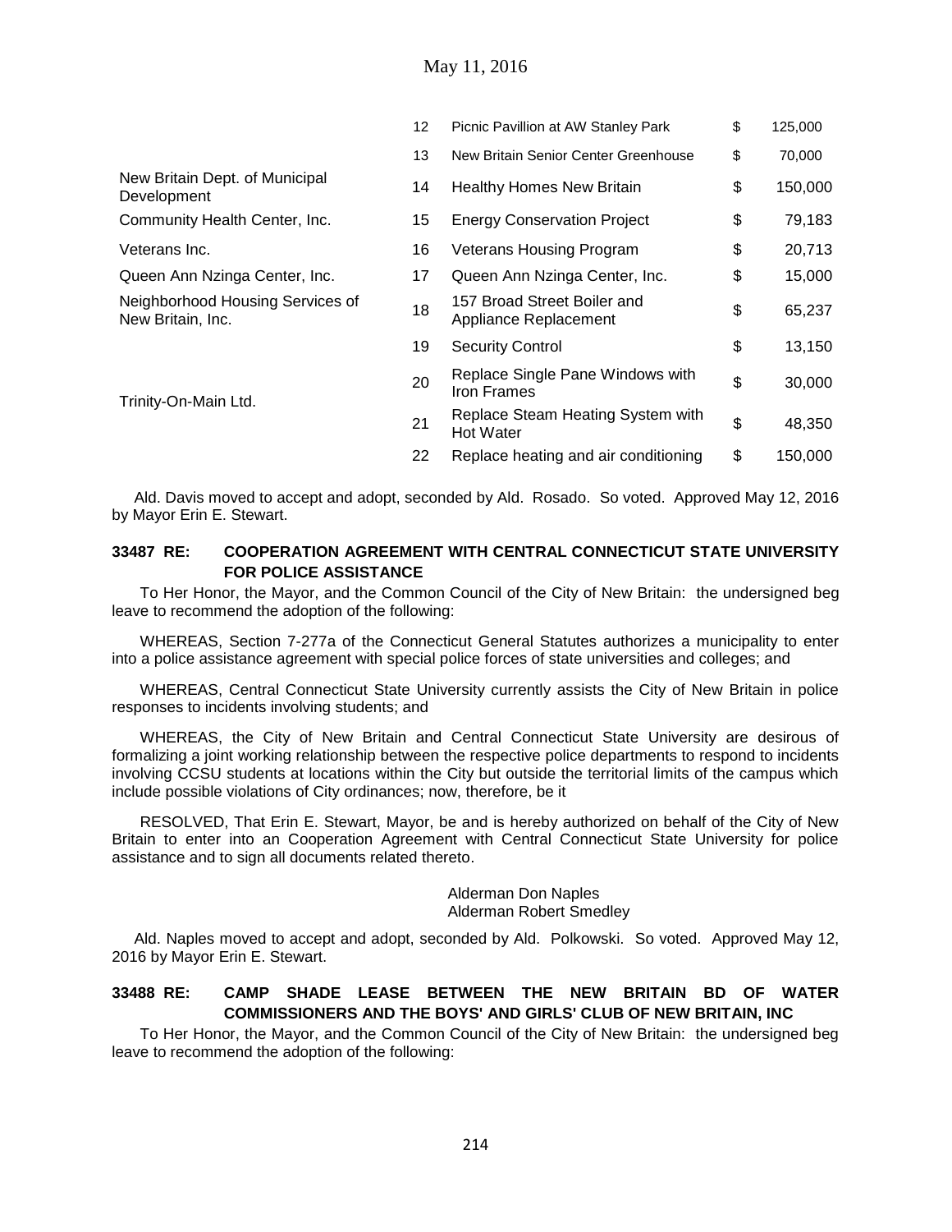| | | | |
|---|---|---|---|
| | 12 | Picnic Pavillion at AW Stanley Park | $ 125,000 |
| | 13 | New Britain Senior Center Greenhouse | $ 70,000 |
| New Britain Dept. of Municipal Development | 14 | Healthy Homes New Britain | $ 150,000 |
| Community Health Center, Inc. | 15 | Energy Conservation Project | $ 79,183 |
| Veterans Inc. | 16 | Veterans Housing Program | $ 20,713 |
| Queen Ann Nzinga Center, Inc. | 17 | Queen Ann Nzinga Center, Inc. | $ 15,000 |
| Neighborhood Housing Services of New Britain, Inc. | 18 | 157 Broad Street Boiler and Appliance Replacement | $ 65,237 |
| Trinity-On-Main Ltd. | 19 | Security Control | $ 13,150 |
| | 20 | Replace Single Pane Windows with Iron Frames | $ 30,000 |
| | 21 | Replace Steam Heating System with Hot Water | $ 48,350 |
| | 22 | Replace heating and air conditioning | $ 150,000 |

Ald. Davis moved to accept and adopt, seconded by Ald. Rosado. So voted. Approved May 12, 2016 by Mayor Erin E. Stewart.

**33487 RE: COOPERATION AGREEMENT WITH CENTRAL CONNECTICUT STATE UNIVERSITY FOR POLICE ASSISTANCE**

To Her Honor, the Mayor, and the Common Council of the City of New Britain: the undersigned beg leave to recommend the adoption of the following:

WHEREAS, Section 7-277a of the Connecticut General Statutes authorizes a municipality to enter into a police assistance agreement with special police forces of state universities and colleges; and

WHEREAS, Central Connecticut State University currently assists the City of New Britain in police responses to incidents involving students; and

WHEREAS, the City of New Britain and Central Connecticut State University are desirous of formalizing a joint working relationship between the respective police departments to respond to incidents involving CCSU students at locations within the City but outside the territorial limits of the campus which include possible violations of City ordinances; now, therefore, be it

RESOLVED, That Erin E. Stewart, Mayor, be and is hereby authorized on behalf of the City of New Britain to enter into an Cooperation Agreement with Central Connecticut State University for police assistance and to sign all documents related thereto.

Alderman Don Naples
Alderman Robert Smedley

Ald. Naples moved to accept and adopt, seconded by Ald. Polkowski. So voted. Approved May 12, 2016 by Mayor Erin E. Stewart.

**33488 RE: CAMP SHADE LEASE BETWEEN THE NEW BRITAIN BD OF WATER COMMISSIONERS AND THE BOYS' AND GIRLS' CLUB OF NEW BRITAIN, INC**

To Her Honor, the Mayor, and the Common Council of the City of New Britain: the undersigned beg leave to recommend the adoption of the following: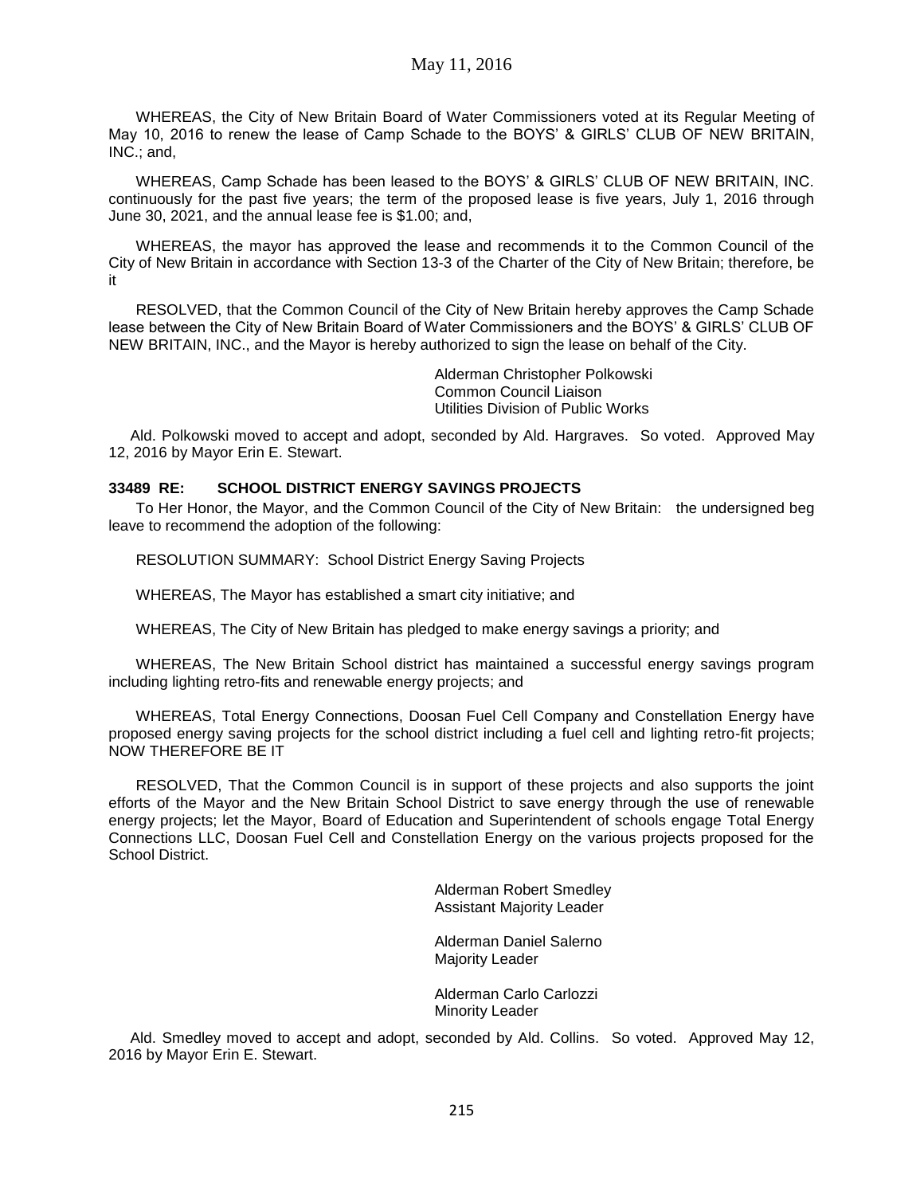WHEREAS, the City of New Britain Board of Water Commissioners voted at its Regular Meeting of May 10, 2016 to renew the lease of Camp Schade to the BOYS' & GIRLS' CLUB OF NEW BRITAIN, INC.; and,

WHEREAS, Camp Schade has been leased to the BOYS' & GIRLS' CLUB OF NEW BRITAIN, INC. continuously for the past five years; the term of the proposed lease is five years, July 1, 2016 through June 30, 2021, and the annual lease fee is $1.00; and,

WHEREAS, the mayor has approved the lease and recommends it to the Common Council of the City of New Britain in accordance with Section 13-3 of the Charter of the City of New Britain; therefore, be it

RESOLVED, that the Common Council of the City of New Britain hereby approves the Camp Schade lease between the City of New Britain Board of Water Commissioners and the BOYS' & GIRLS' CLUB OF NEW BRITAIN, INC., and the Mayor is hereby authorized to sign the lease on behalf of the City.

Alderman Christopher Polkowski
Common Council Liaison
Utilities Division of Public Works

Ald. Polkowski moved to accept and adopt, seconded by Ald. Hargraves. So voted. Approved May 12, 2016 by Mayor Erin E. Stewart.

**33489 RE: SCHOOL DISTRICT ENERGY SAVINGS PROJECTS**

To Her Honor, the Mayor, and the Common Council of the City of New Britain: the undersigned beg leave to recommend the adoption of the following:

RESOLUTION SUMMARY: School District Energy Saving Projects

WHEREAS, The Mayor has established a smart city initiative; and

WHEREAS, The City of New Britain has pledged to make energy savings a priority; and

WHEREAS, The New Britain School district has maintained a successful energy savings program including lighting retro-fits and renewable energy projects; and

WHEREAS, Total Energy Connections, Doosan Fuel Cell Company and Constellation Energy have proposed energy saving projects for the school district including a fuel cell and lighting retro-fit projects; NOW THEREFORE BE IT

RESOLVED, That the Common Council is in support of these projects and also supports the joint efforts of the Mayor and the New Britain School District to save energy through the use of renewable energy projects; let the Mayor, Board of Education and Superintendent of schools engage Total Energy Connections LLC, Doosan Fuel Cell and Constellation Energy on the various projects proposed for the School District.

Alderman Robert Smedley
Assistant Majority Leader

Alderman Daniel Salerno
Majority Leader

Alderman Carlo Carlozzi
Minority Leader

Ald. Smedley moved to accept and adopt, seconded by Ald. Collins. So voted. Approved May 12, 2016 by Mayor Erin E. Stewart.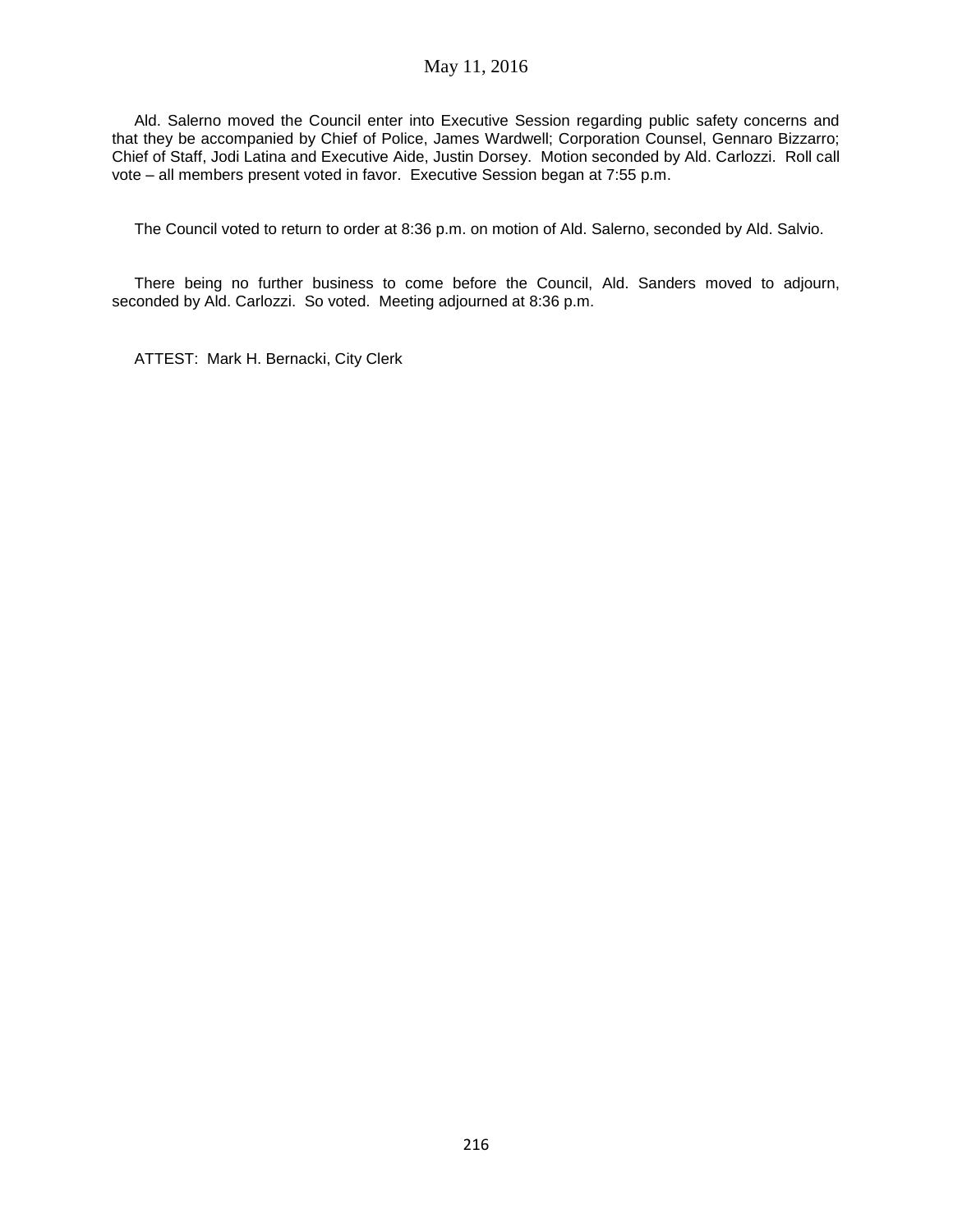Ald. Salerno moved the Council enter into Executive Session regarding public safety concerns and that they be accompanied by Chief of Police, James Wardwell; Corporation Counsel, Gennaro Bizzarro; Chief of Staff, Jodi Latina and Executive Aide, Justin Dorsey. Motion seconded by Ald. Carlozzi. Roll call vote – all members present voted in favor. Executive Session began at 7:55 p.m.

The Council voted to return to order at 8:36 p.m. on motion of Ald. Salerno, seconded by Ald. Salvio.

There being no further business to come before the Council, Ald. Sanders moved to adjourn, seconded by Ald. Carlozzi. So voted. Meeting adjourned at 8:36 p.m.

ATTEST: Mark H. Bernacki, City Clerk